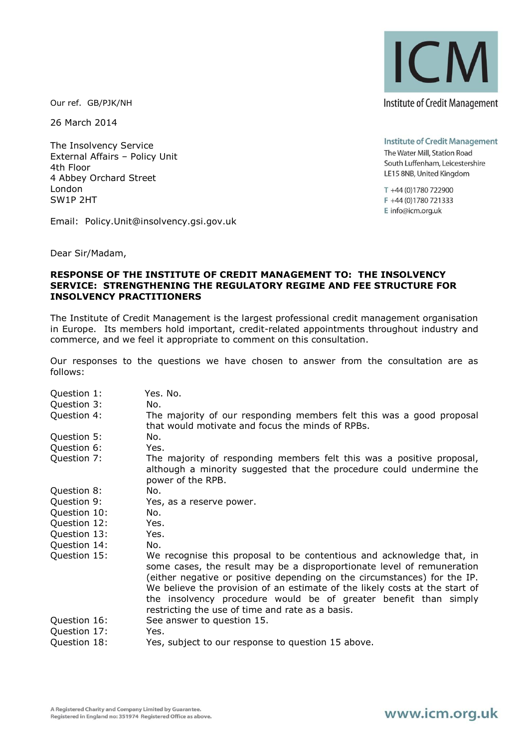ICM

Institute of Credit Management

**Institute of Credit Management**
The Water Mill, Station Road
South Luffenham, Leicestershire
LE15 8NB, United Kingdom

T +44 (0)1780 722900
F +44 (0)1780 721333
E info@icm.org.uk

Our ref. GB/PJK/NH

26 March 2014

The Insolvency Service
External Affairs – Policy Unit
4th Floor
4 Abbey Orchard Street
London
SW1P 2HT

Email: Policy.Unit@insolvency.gsi.gov.uk

Dear Sir/Madam,

**RESPONSE OF THE INSTITUTE OF CREDIT MANAGEMENT TO: THE INSOLVENCY SERVICE: STRENGTHENING THE REGULATORY REGIME AND FEE STRUCTURE FOR INSOLVENCY PRACTITIONERS**

The Institute of Credit Management is the largest professional credit management organisation in Europe. Its members hold important, credit-related appointments throughout industry and commerce, and we feel it appropriate to comment on this consultation.

Our responses to the questions we have chosen to answer from the consultation are as follows:

| | |
|---|---|
| Question 1: | Yes. No. |
| Question 3: | No. |
| Question 4: | The majority of our responding members felt this was a good proposal that would motivate and focus the minds of RPBs. |
| Question 5: | No. |
| Question 6: | Yes. |
| Question 7: | The majority of responding members felt this was a positive proposal, although a minority suggested that the procedure could undermine the power of the RPB. |
| Question 8: | No. |
| Question 9: | Yes, as a reserve power. |
| Question 10: | No. |
| Question 12: | Yes. |
| Question 13: | Yes. |
| Question 14: | No. |
| Question 15: | We recognise this proposal to be contentious and acknowledge that, in some cases, the result may be a disproportionate level of remuneration (either negative or positive depending on the circumstances) for the IP. We believe the provision of an estimate of the likely costs at the start of the insolvency procedure would be of greater benefit than simply restricting the use of time and rate as a basis. |
| Question 16: | See answer to question 15. |
| Question 17: | Yes. |
| Question 18: | Yes, subject to our response to question 15 above. |

A Registered Charity and Company Limited by Guarantee.
Registered in England no: 351974 Registered Office as above.

www.icm.org.uk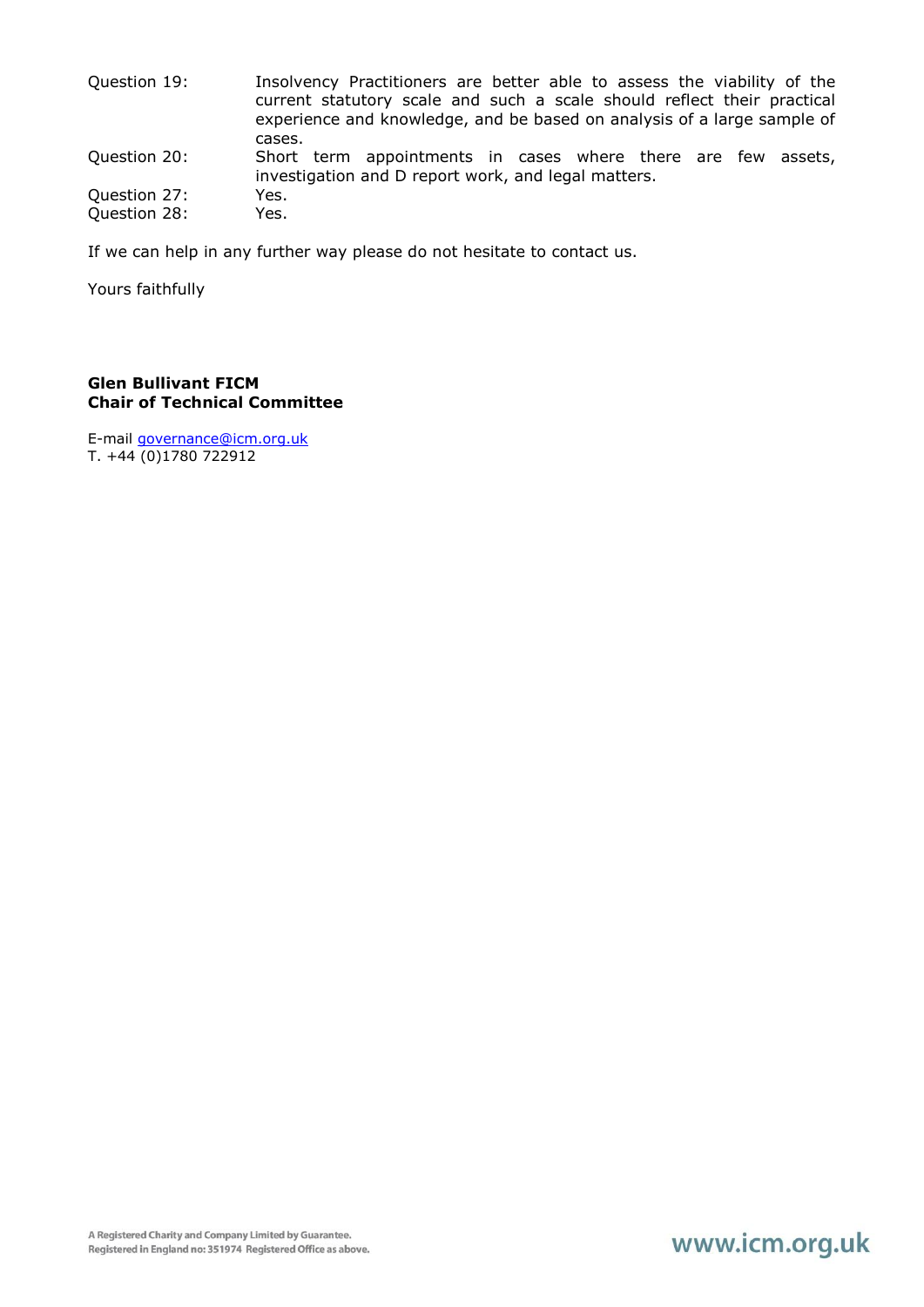Question 19: Insolvency Practitioners are better able to assess the viability of the current statutory scale and such a scale should reflect their practical experience and knowledge, and be based on analysis of a large sample of cases.

Question 20: Short term appointments in cases where there are few assets, investigation and D report work, and legal matters.

Question 27: Yes.

Question 28: Yes.

If we can help in any further way please do not hesitate to contact us.

Yours faithfully

**Glen Bullivant FICM**
**Chair of Technical Committee**

E-mail governance@icm.org.uk
T. +44 (0)1780 722912

A Registered Charity and Company Limited by Guarantee.
Registered in England no: 351974 Registered Office as above.

www.icm.org.uk